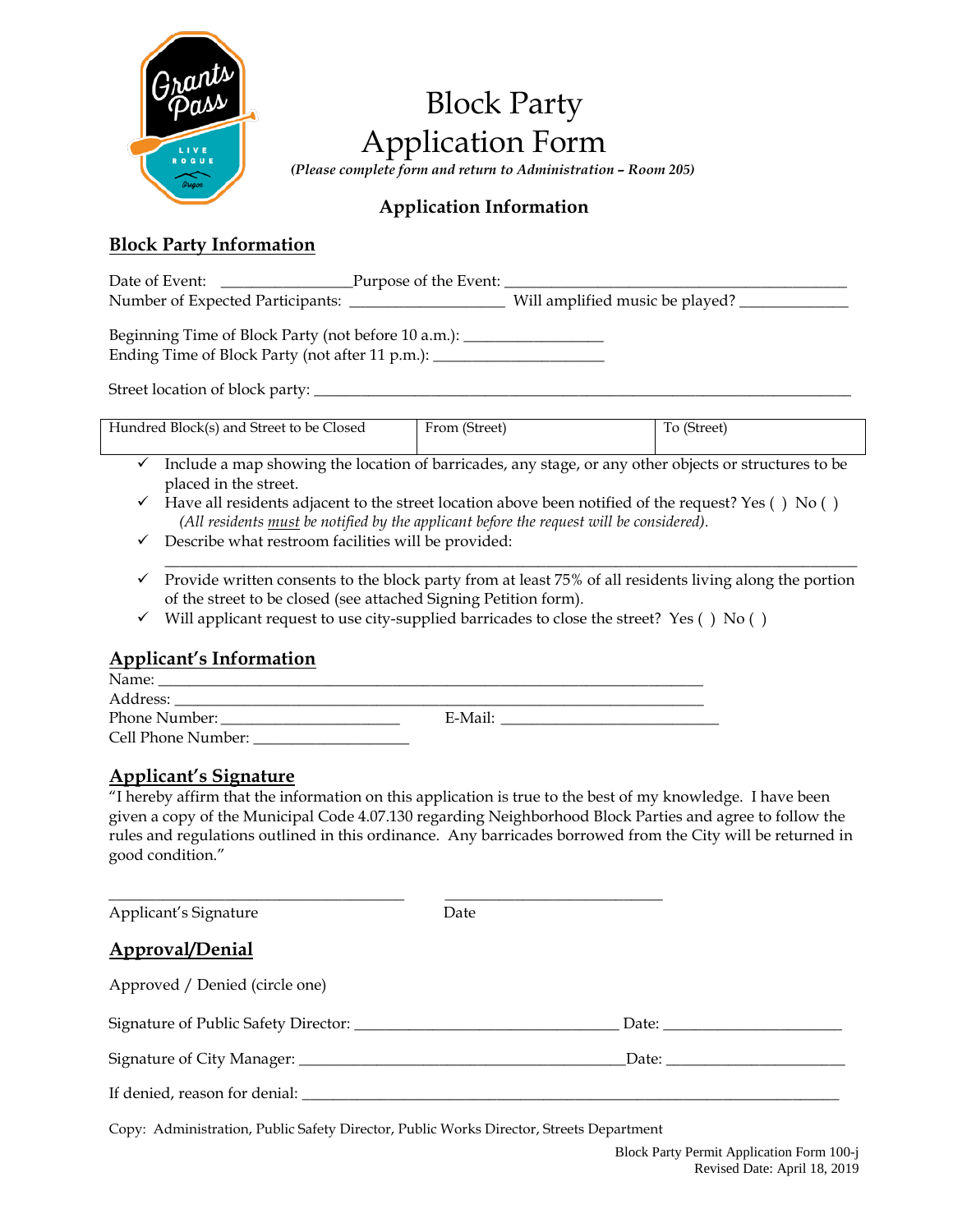# Block Party Application Form

*(Please complete form and return to Administration – Room 205)*

### Application Information

## Block Party Information

Date of Event: ________________Purpose of the Event: ____________________________________________
Number of Expected Participants: ____________________ Will amplified music be played? ______________

Beginning Time of Block Party (not before 10 a.m.): _________________
Ending Time of Block Party (not after 11 p.m.): ______________________

Street location of block party: ______________________________________________________________________

| Hundred Block(s) and Street to be Closed | From (Street) | To (Street) |
|---|---|---|
| | | |

- ✓ Include a map showing the location of barricades, any stage, or any other objects or structures to be placed in the street.
- ✓ Have all residents adjacent to the street location above been notified of the request? Yes ( ) No ( )
  *(All residents must be notified by the applicant before the request will be considered).*
- ✓ Describe what restroom facilities will be provided:
  ___________________________________________________________________________________________
- ✓ Provide written consents to the block party from at least 75% of all residents living along the portion of the street to be closed (see attached Signing Petition form).
- ✓ Will applicant request to use city-supplied barricades to close the street? Yes ( ) No ( )

## Applicant's Information

Name: ______________________________________________________________________
Address: ____________________________________________________________________
Phone Number: _______________________ E-Mail: ____________________________
Cell Phone Number: ____________________

## Applicant's Signature

"I hereby affirm that the information on this application is true to the best of my knowledge. I have been given a copy of the Municipal Code 4.07.130 regarding Neighborhood Block Parties and agree to follow the rules and regulations outlined in this ordinance. Any barricades borrowed from the City will be returned in good condition."

______________________________________ ____________________________
Applicant's Signature Date

## Approval/Denial

Approved / Denied (circle one)

Signature of Public Safety Director: __________________________________ Date: _______________________

Signature of City Manager: __________________________________________Date: _______________________

If denied, reason for denial: __________________________________________________________________________

Copy: Administration, Public Safety Director, Public Works Director, Streets Department

Block Party Permit Application Form 100-j
Revised Date: April 18, 2019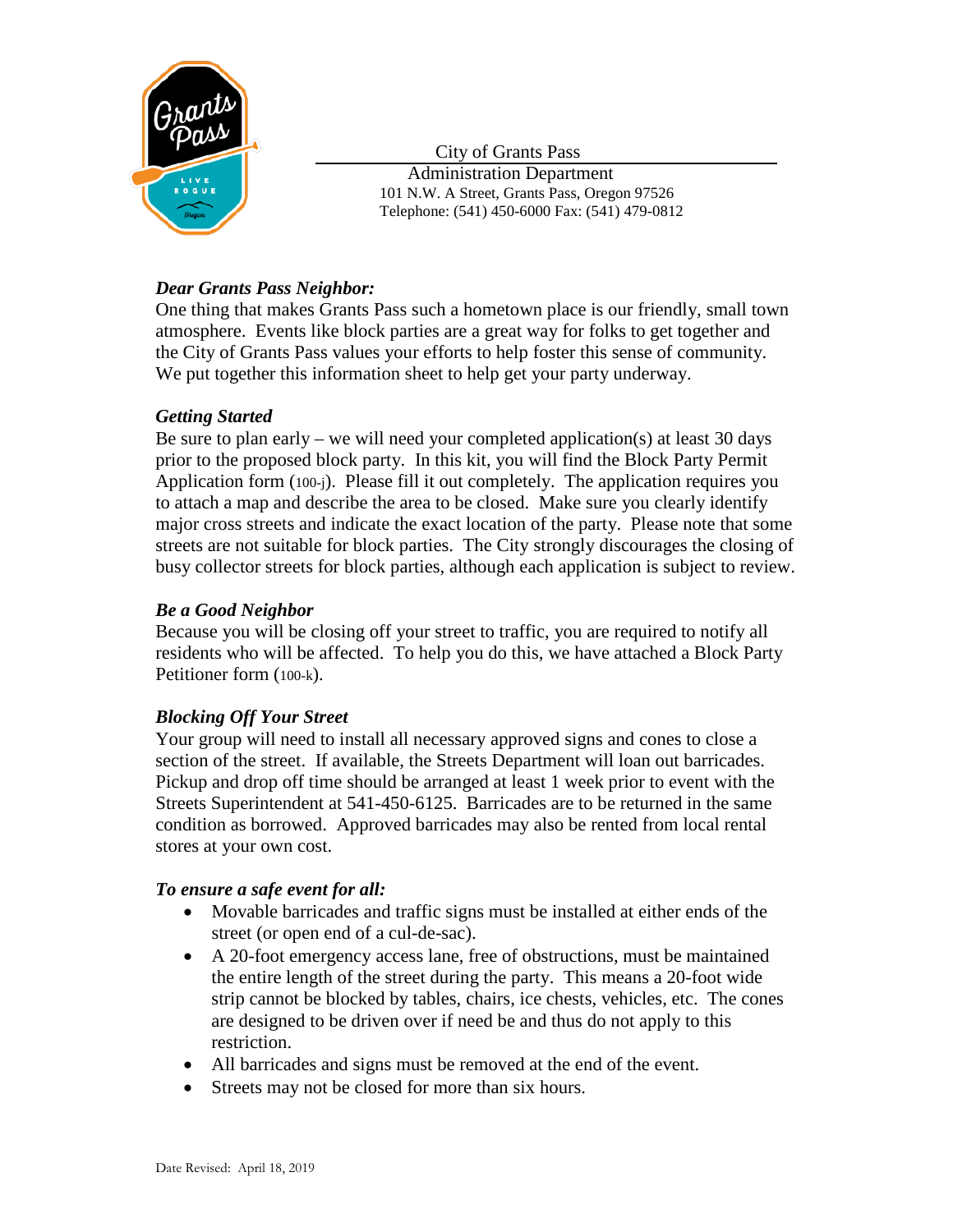City of Grants Pass
Administration Department
101 N.W. A Street, Grants Pass, Oregon 97526
Telephone: (541) 450-6000 Fax: (541) 479-0812

***Dear Grants Pass Neighbor:***

One thing that makes Grants Pass such a hometown place is our friendly, small town atmosphere. Events like block parties are a great way for folks to get together and the City of Grants Pass values your efforts to help foster this sense of community. We put together this information sheet to help get your party underway.

### *Getting Started*

Be sure to plan early – we will need your completed application(s) at least 30 days prior to the proposed block party. In this kit, you will find the Block Party Permit Application form (100-j). Please fill it out completely. The application requires you to attach a map and describe the area to be closed. Make sure you clearly identify major cross streets and indicate the exact location of the party. Please note that some streets are not suitable for block parties. The City strongly discourages the closing of busy collector streets for block parties, although each application is subject to review.

### *Be a Good Neighbor*

Because you will be closing off your street to traffic, you are required to notify all residents who will be affected. To help you do this, we have attached a Block Party Petitioner form (100-k).

### *Blocking Off Your Street*

Your group will need to install all necessary approved signs and cones to close a section of the street. If available, the Streets Department will loan out barricades. Pickup and drop off time should be arranged at least 1 week prior to event with the Streets Superintendent at 541-450-6125. Barricades are to be returned in the same condition as borrowed. Approved barricades may also be rented from local rental stores at your own cost.

### *To ensure a safe event for all:*

- Movable barricades and traffic signs must be installed at either ends of the street (or open end of a cul-de-sac).
- A 20-foot emergency access lane, free of obstructions, must be maintained the entire length of the street during the party. This means a 20-foot wide strip cannot be blocked by tables, chairs, ice chests, vehicles, etc. The cones are designed to be driven over if need be and thus do not apply to this restriction.
- All barricades and signs must be removed at the end of the event.
- Streets may not be closed for more than six hours.

Date Revised: April 18, 2019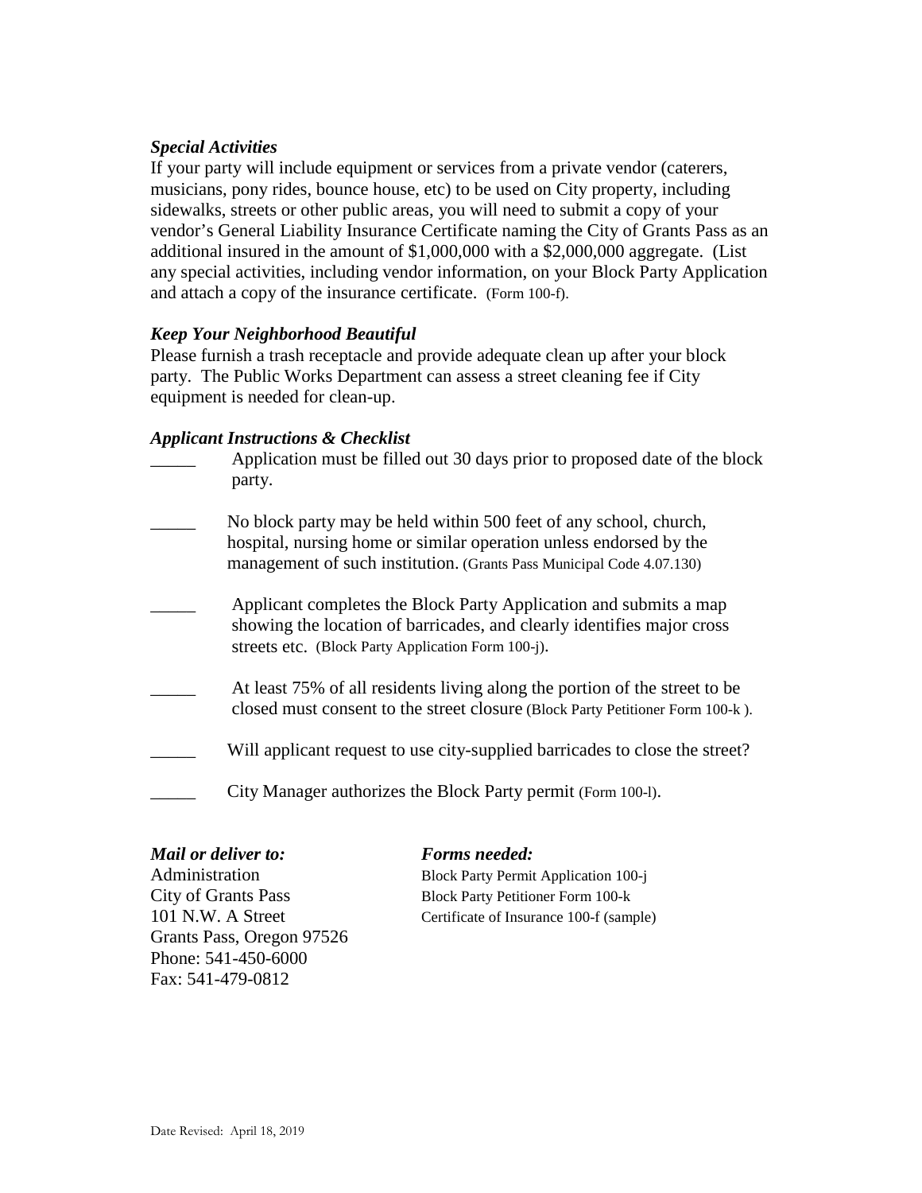### *Special Activities*

If your party will include equipment or services from a private vendor (caterers, musicians, pony rides, bounce house, etc) to be used on City property, including sidewalks, streets or other public areas, you will need to submit a copy of your vendor's General Liability Insurance Certificate naming the City of Grants Pass as an additional insured in the amount of $1,000,000 with a $2,000,000 aggregate. (List any special activities, including vendor information, on your Block Party Application and attach a copy of the insurance certificate. (Form 100-f).

### *Keep Your Neighborhood Beautiful*

Please furnish a trash receptacle and provide adequate clean up after your block party. The Public Works Department can assess a street cleaning fee if City equipment is needed for clean-up.

### *Applicant Instructions & Checklist*

_____ Application must be filled out 30 days prior to proposed date of the block party.

_____ No block party may be held within 500 feet of any school, church, hospital, nursing home or similar operation unless endorsed by the management of such institution. (Grants Pass Municipal Code 4.07.130)

_____ Applicant completes the Block Party Application and submits a map showing the location of barricades, and clearly identifies major cross streets etc. (Block Party Application Form 100-j).

_____ At least 75% of all residents living along the portion of the street to be closed must consent to the street closure (Block Party Petitioner Form 100-k ).

_____ Will applicant request to use city-supplied barricades to close the street?

_____ City Manager authorizes the Block Party permit (Form 100-l).

***Mail or deliver to:***

Administration
City of Grants Pass
101 N.W. A Street
Grants Pass, Oregon 97526
Phone: 541-450-6000
Fax: 541-479-0812

***Forms needed:***

Block Party Permit Application 100-j
Block Party Petitioner Form 100-k
Certificate of Insurance 100-f (sample)

Date Revised: April 18, 2019